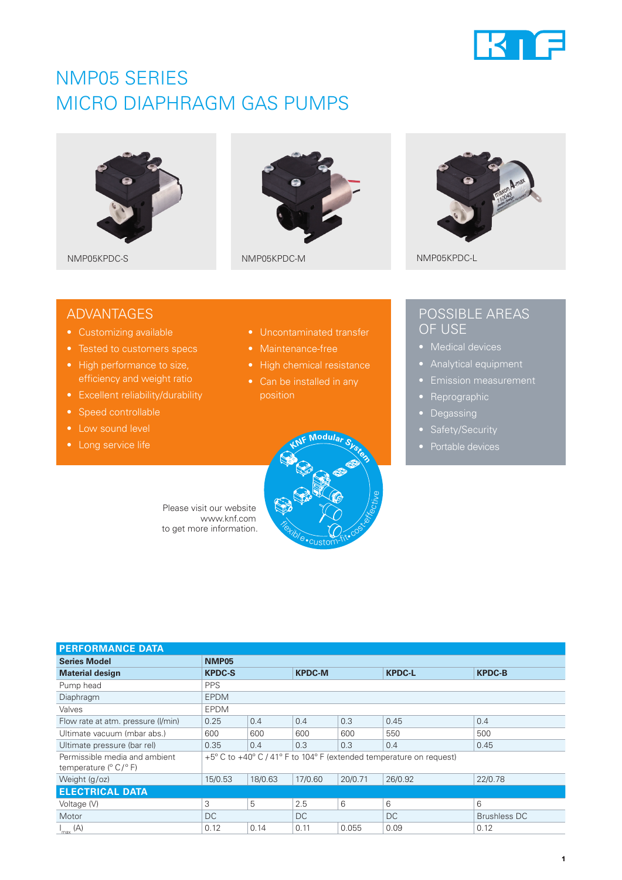# NMP05 SERIES
# MICRO DIAPHRAGM GAS PUMPS

NMP05KPDC-S

NMP05KPDC-M

NMP05KPDC-L

## ADVANTAGES

- Customizing available
- Tested to customers specs
- High performance to size, efficiency and weight ratio
- Excellent reliability/durability
- Speed controllable
- Low sound level
- Long service life
- Uncontaminated transfer
- Maintenance-free
- High chemical resistance
- Can be installed in any position

## POSSIBLE AREAS OF USE

- Medical devices
- Analytical equipment
- Emission measurement
- Reprographic
- Degassing
- Safety/Security
- Portable devices

Please visit our website www.knf.com to get more information.

KNF Modular System – flexible • custom-fit • cost-effective

| PERFORMANCE DATA | | | | | | |
|---|---|---|---|---|---|---|
| **Series Model** | **NMP05** | | | | | |
| **Material design** | **KPDC-S** | | **KPDC-M** | | **KPDC-L** | **KPDC-B** |
| Pump head | PPS | | | | | |
| Diaphragm | EPDM | | | | | |
| Valves | EPDM | | | | | |
| Flow rate at atm. pressure (l/min) | 0.25 | 0.4 | 0.4 | 0.3 | 0.45 | 0.4 |
| Ultimate vacuum (mbar abs.) | 600 | 600 | 600 | 600 | 550 | 500 |
| Ultimate pressure (bar rel) | 0.35 | 0.4 | 0.3 | 0.3 | 0.4 | 0.45 |
| Permissible media and ambient temperature (° C/° F) | +5° C to +40° C / 41° F to 104° F (extended temperature on request) | | | | | |
| Weight (g/oz) | 15/0.53 | 18/0.63 | 17/0.60 | 20/0.71 | 26/0.92 | 22/0.78 |
| **ELECTRICAL DATA** | | | | | | |
| Voltage (V) | 3 | 5 | 2.5 | 6 | 6 | 6 |
| Motor | DC | | DC | | DC | Brushless DC |
| $I_{max}$ (A) | 0.12 | 0.14 | 0.11 | 0.055 | 0.09 | 0.12 |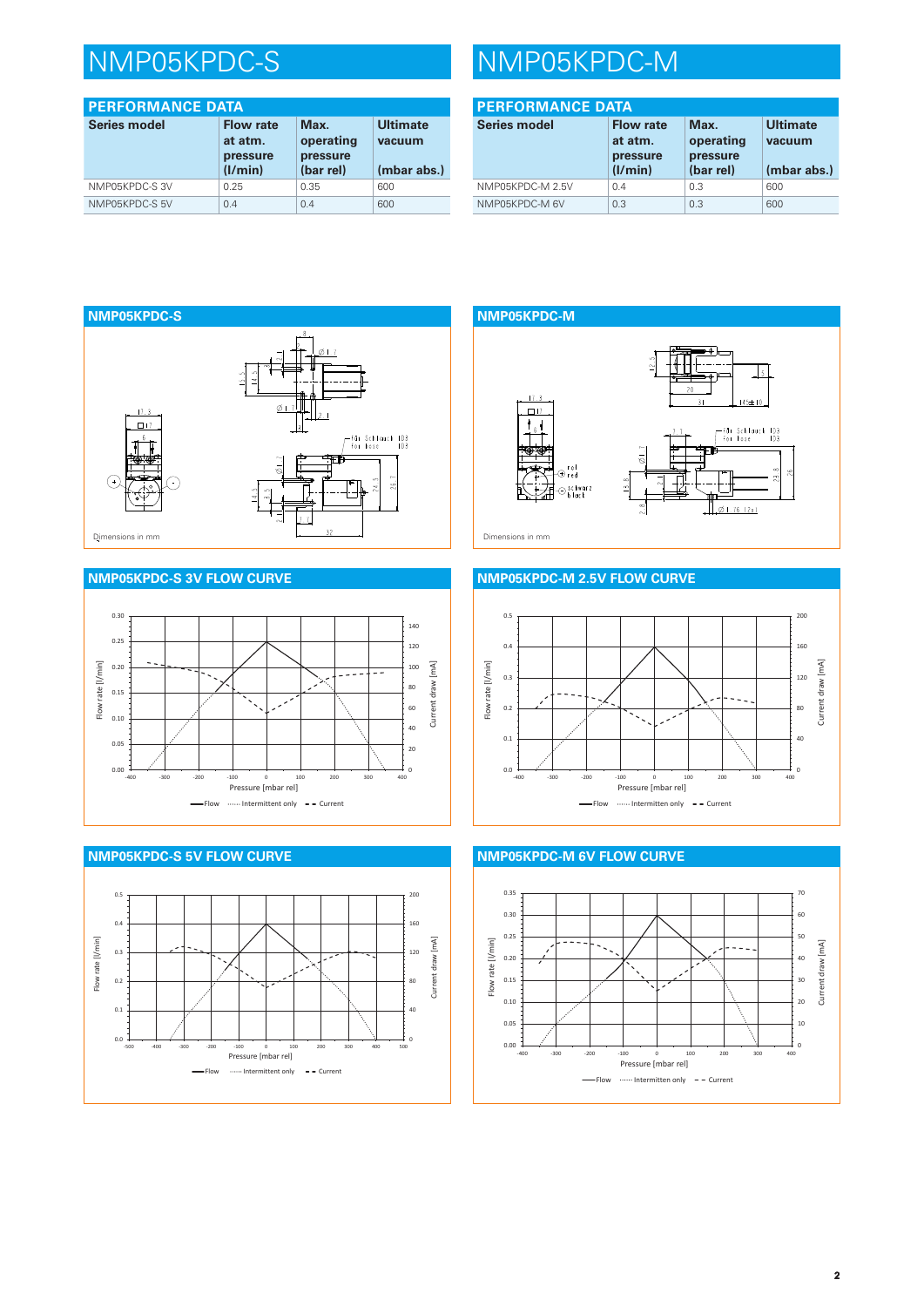# NMP05KPDC-S

## PERFORMANCE DATA

| Series model | Flow rate at atm. pressure (l/min) | Max. operating pressure (bar rel) | Ultimate vacuum (mbar abs.) |
|---|---|---|---|
| NMP05KPDC-S 3V | 0.25 | 0.35 | 600 |
| NMP05KPDC-S 5V | 0.4 | 0.4 | 600 |

## NMP05KPDC-S

Dimensions in mm

## NMP05KPDC-S 3V FLOW CURVE

## NMP05KPDC-S 5V FLOW CURVE

# NMP05KPDC-M

## PERFORMANCE DATA

| Series model | Flow rate at atm. pressure (l/min) | Max. operating pressure (bar rel) | Ultimate vacuum (mbar abs.) |
|---|---|---|---|
| NMP05KPDC-M 2.5V | 0.4 | 0.3 | 600 |
| NMP05KPDC-M 6V | 0.3 | 0.3 | 600 |

## NMP05KPDC-M

Dimensions in mm

## NMP05KPDC-M 2.5V FLOW CURVE

## NMP05KPDC-M 6V FLOW CURVE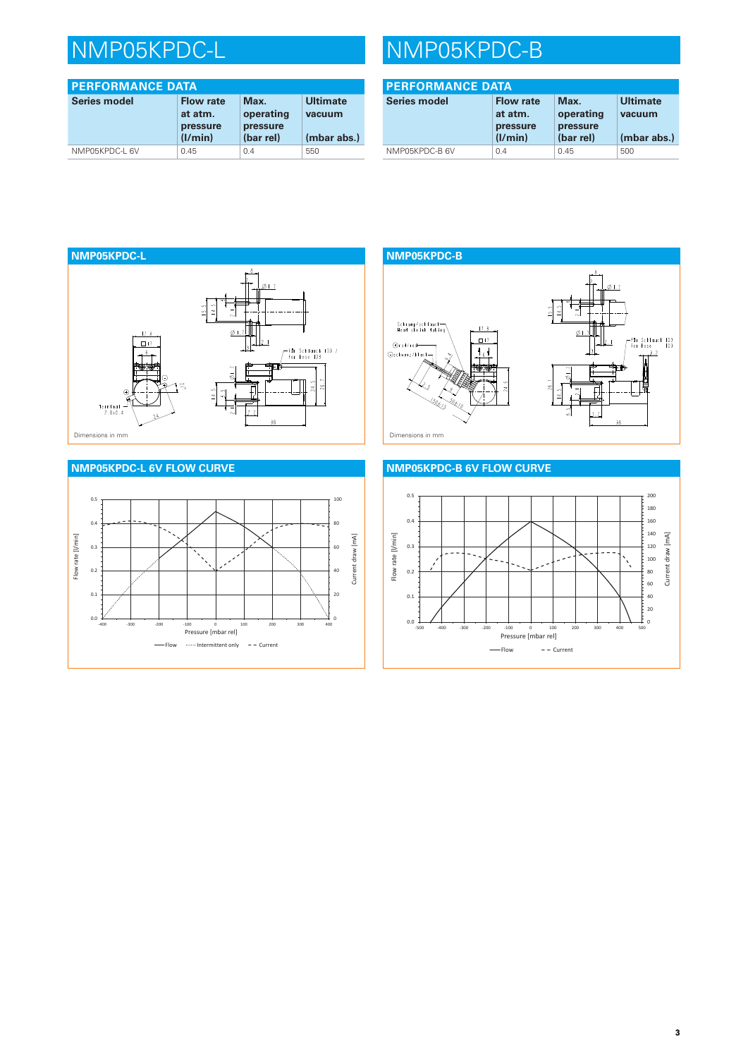# NMP05KPDC-L

## PERFORMANCE DATA

| Series model | Flow rate at atm. pressure (l/min) | Max. operating pressure (bar rel) | Ultimate vacuum (mbar abs.) |
|---|---|---|---|
| NMP05KPDC-L 6V | 0.45 | 0.4 | 550 |

## NMP05KPDC-L

Dimensions in mm

## NMP05KPDC-L 6V FLOW CURVE

# NMP05KPDC-B

## PERFORMANCE DATA

| Series model | Flow rate at atm. pressure (l/min) | Max. operating pressure (bar rel) | Ultimate vacuum (mbar abs.) |
|---|---|---|---|
| NMP05KPDC-B 6V | 0.4 | 0.45 | 500 |

## NMP05KPDC-B

Dimensions in mm

## NMP05KPDC-B 6V FLOW CURVE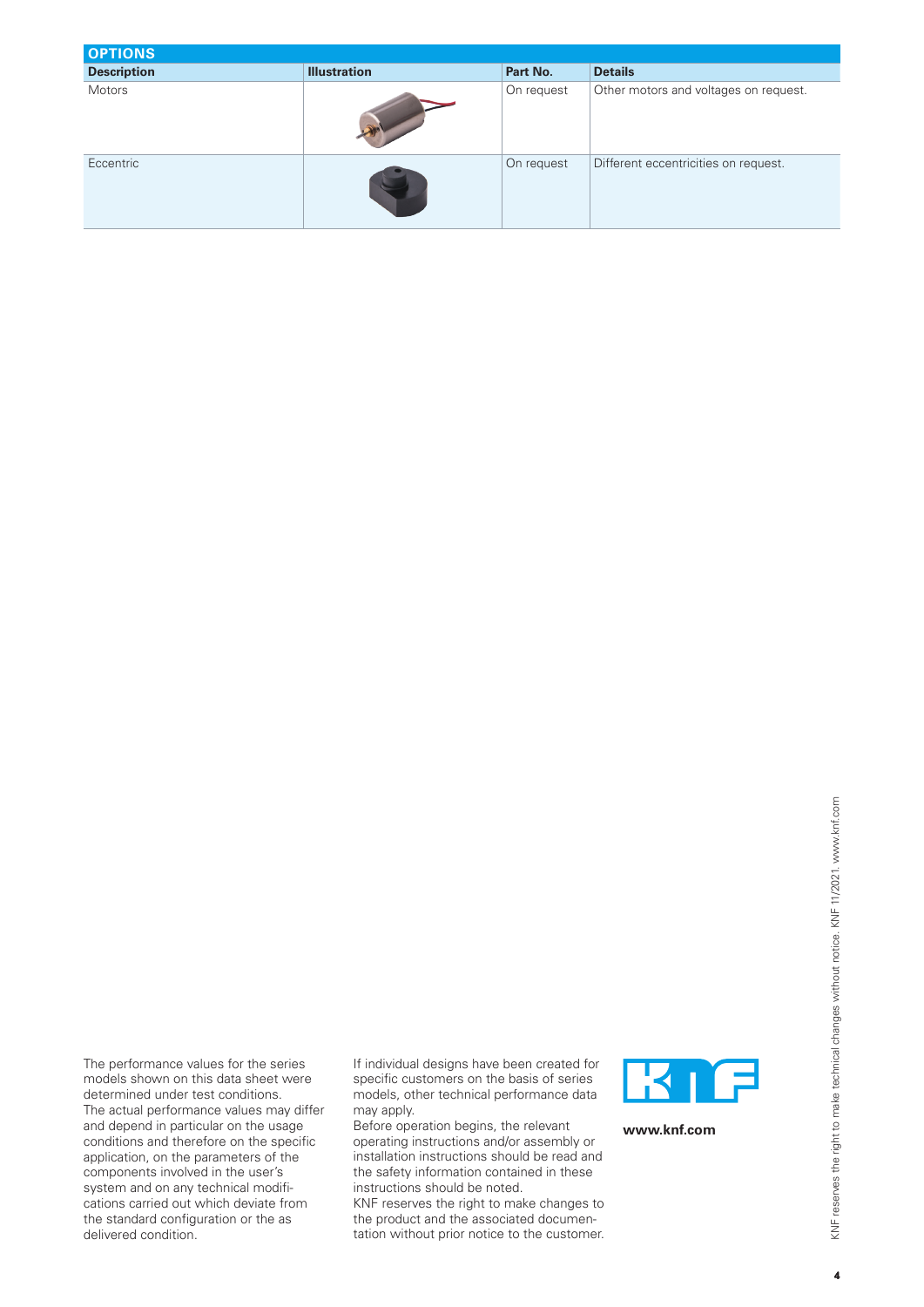## OPTIONS

| Description | Illustration | Part No. | Details |
|---|---|---|---|
| Motors | | On request | Other motors and voltages on request. |
| Eccentric | | On request | Different eccentricities on request. |

The performance values for the series models shown on this data sheet were determined under test conditions. The actual performance values may differ and depend in particular on the usage conditions and therefore on the specific application, on the parameters of the components involved in the user's system and on any technical modifications carried out which deviate from the standard configuration or the as delivered condition.

If individual designs have been created for specific customers on the basis of series models, other technical performance data may apply.
Before operation begins, the relevant operating instructions and/or assembly or installation instructions should be read and the safety information contained in these instructions should be noted.
KNF reserves the right to make changes to the product and the associated documentation without prior notice to the customer.

**www.knf.com**

KNF reserves the right to make technical changes without notice. KNF 11/2021. www.knf.com